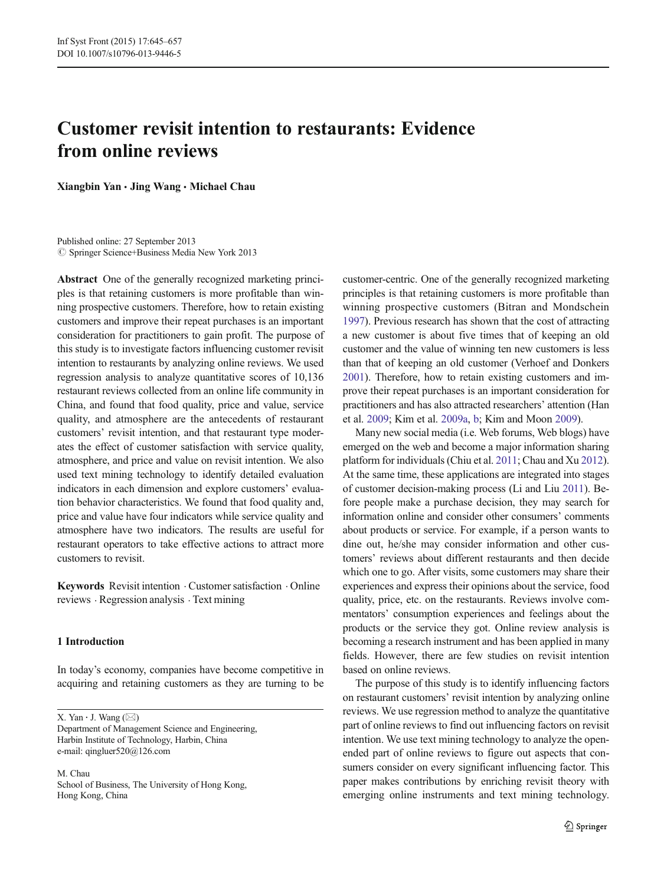# Customer revisit intention to restaurants: Evidence from online reviews

**Xiangbin Yan · Jing Wang · Michael Chau**

Published online: 27 September 2013
© Springer Science+Business Media New York 2013

**Abstract** One of the generally recognized marketing principles is that retaining customers is more profitable than winning prospective customers. Therefore, how to retain existing customers and improve their repeat purchases is an important consideration for practitioners to gain profit. The purpose of this study is to investigate factors influencing customer revisit intention to restaurants by analyzing online reviews. We used regression analysis to analyze quantitative scores of 10,136 restaurant reviews collected from an online life community in China, and found that food quality, price and value, service quality, and atmosphere are the antecedents of restaurant customers' revisit intention, and that restaurant type moderates the effect of customer satisfaction with service quality, atmosphere, and price and value on revisit intention. We also used text mining technology to identify detailed evaluation indicators in each dimension and explore customers' evaluation behavior characteristics. We found that food quality and, price and value have four indicators while service quality and atmosphere have two indicators. The results are useful for restaurant operators to take effective actions to attract more customers to revisit.

**Keywords** Revisit intention · Customer satisfaction · Online reviews · Regression analysis · Text mining

## 1 Introduction

In today's economy, companies have become competitive in acquiring and retaining customers as they are turning to be customer-centric. One of the generally recognized marketing principles is that retaining customers is more profitable than winning prospective customers (Bitran and Mondschein 1997). Previous research has shown that the cost of attracting a new customer is about five times that of keeping an old customer and the value of winning ten new customers is less than that of keeping an old customer (Verhoef and Donkers 2001). Therefore, how to retain existing customers and improve their repeat purchases is an important consideration for practitioners and has also attracted researchers' attention (Han et al. 2009; Kim et al. 2009a, b; Kim and Moon 2009).

Many new social media (i.e. Web forums, Web blogs) have emerged on the web and become a major information sharing platform for individuals (Chiu et al. 2011; Chau and Xu 2012). At the same time, these applications are integrated into stages of customer decision-making process (Li and Liu 2011). Before people make a purchase decision, they may search for information online and consider other consumers' comments about products or service. For example, if a person wants to dine out, he/she may consider information and other customers' reviews about different restaurants and then decide which one to go. After visits, some customers may share their experiences and express their opinions about the service, food quality, price, etc. on the restaurants. Reviews involve commentators' consumption experiences and feelings about the products or the service they got. Online review analysis is becoming a research instrument and has been applied in many fields. However, there are few studies on revisit intention based on online reviews.

The purpose of this study is to identify influencing factors on restaurant customers' revisit intention by analyzing online reviews. We use regression method to analyze the quantitative part of online reviews to find out influencing factors on revisit intention. We use text mining technology to analyze the open-ended part of online reviews to figure out aspects that consumers consider on every significant influencing factor. This paper makes contributions by enriching revisit theory with emerging online instruments and text mining technology.

X. Yan · J. Wang (✉)
Department of Management Science and Engineering,
Harbin Institute of Technology, Harbin, China
e-mail: qingluer520@126.com

M. Chau
School of Business, The University of Hong Kong,
Hong Kong, China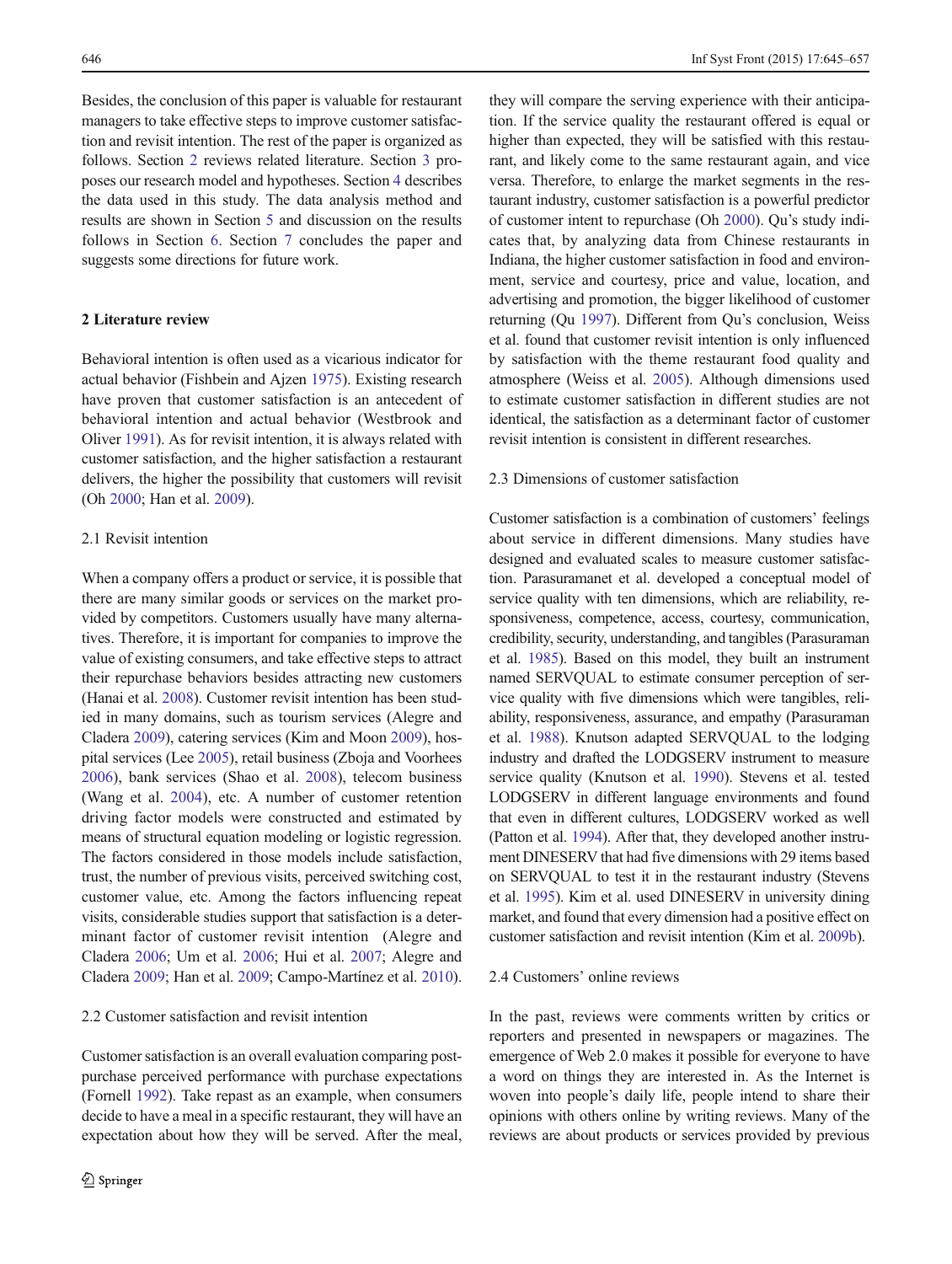Besides, the conclusion of this paper is valuable for restaurant managers to take effective steps to improve customer satisfaction and revisit intention. The rest of the paper is organized as follows. Section 2 reviews related literature. Section 3 proposes our research model and hypotheses. Section 4 describes the data used in this study. The data analysis method and results are shown in Section 5 and discussion on the results follows in Section 6. Section 7 concludes the paper and suggests some directions for future work.

## 2 Literature review

Behavioral intention is often used as a vicarious indicator for actual behavior (Fishbein and Ajzen 1975). Existing research have proven that customer satisfaction is an antecedent of behavioral intention and actual behavior (Westbrook and Oliver 1991). As for revisit intention, it is always related with customer satisfaction, and the higher satisfaction a restaurant delivers, the higher the possibility that customers will revisit (Oh 2000; Han et al. 2009).

### 2.1 Revisit intention

When a company offers a product or service, it is possible that there are many similar goods or services on the market provided by competitors. Customers usually have many alternatives. Therefore, it is important for companies to improve the value of existing consumers, and take effective steps to attract their repurchase behaviors besides attracting new customers (Hanai et al. 2008). Customer revisit intention has been studied in many domains, such as tourism services (Alegre and Cladera 2009), catering services (Kim and Moon 2009), hospital services (Lee 2005), retail business (Zboja and Voorhees 2006), bank services (Shao et al. 2008), telecom business (Wang et al. 2004), etc. A number of customer retention driving factor models were constructed and estimated by means of structural equation modeling or logistic regression. The factors considered in those models include satisfaction, trust, the number of previous visits, perceived switching cost, customer value, etc. Among the factors influencing repeat visits, considerable studies support that satisfaction is a determinant factor of customer revisit intention (Alegre and Cladera 2006; Um et al. 2006; Hui et al. 2007; Alegre and Cladera 2009; Han et al. 2009; Campo-Martínez et al. 2010).

### 2.2 Customer satisfaction and revisit intention

Customer satisfaction is an overall evaluation comparing post-purchase perceived performance with purchase expectations (Fornell 1992). Take repast as an example, when consumers decide to have a meal in a specific restaurant, they will have an expectation about how they will be served. After the meal, they will compare the serving experience with their anticipation. If the service quality the restaurant offered is equal or higher than expected, they will be satisfied with this restaurant, and likely come to the same restaurant again, and vice versa. Therefore, to enlarge the market segments in the restaurant industry, customer satisfaction is a powerful predictor of customer intent to repurchase (Oh 2000). Qu's study indicates that, by analyzing data from Chinese restaurants in Indiana, the higher customer satisfaction in food and environment, service and courtesy, price and value, location, and advertising and promotion, the bigger likelihood of customer returning (Qu 1997). Different from Qu's conclusion, Weiss et al. found that customer revisit intention is only influenced by satisfaction with the theme restaurant food quality and atmosphere (Weiss et al. 2005). Although dimensions used to estimate customer satisfaction in different studies are not identical, the satisfaction as a determinant factor of customer revisit intention is consistent in different researches.

### 2.3 Dimensions of customer satisfaction

Customer satisfaction is a combination of customers' feelings about service in different dimensions. Many studies have designed and evaluated scales to measure customer satisfaction. Parasuramanet et al. developed a conceptual model of service quality with ten dimensions, which are reliability, responsiveness, competence, access, courtesy, communication, credibility, security, understanding, and tangibles (Parasuraman et al. 1985). Based on this model, they built an instrument named SERVQUAL to estimate consumer perception of service quality with five dimensions which were tangibles, reliability, responsiveness, assurance, and empathy (Parasuraman et al. 1988). Knutson adapted SERVQUAL to the lodging industry and drafted the LODGSERV instrument to measure service quality (Knutson et al. 1990). Stevens et al. tested LODGSERV in different language environments and found that even in different cultures, LODGSERV worked as well (Patton et al. 1994). After that, they developed another instrument DINESERV that had five dimensions with 29 items based on SERVQUAL to test it in the restaurant industry (Stevens et al. 1995). Kim et al. used DINESERV in university dining market, and found that every dimension had a positive effect on customer satisfaction and revisit intention (Kim et al. 2009b).

### 2.4 Customers' online reviews

In the past, reviews were comments written by critics or reporters and presented in newspapers or magazines. The emergence of Web 2.0 makes it possible for everyone to have a word on things they are interested in. As the Internet is woven into people's daily life, people intend to share their opinions with others online by writing reviews. Many of the reviews are about products or services provided by previous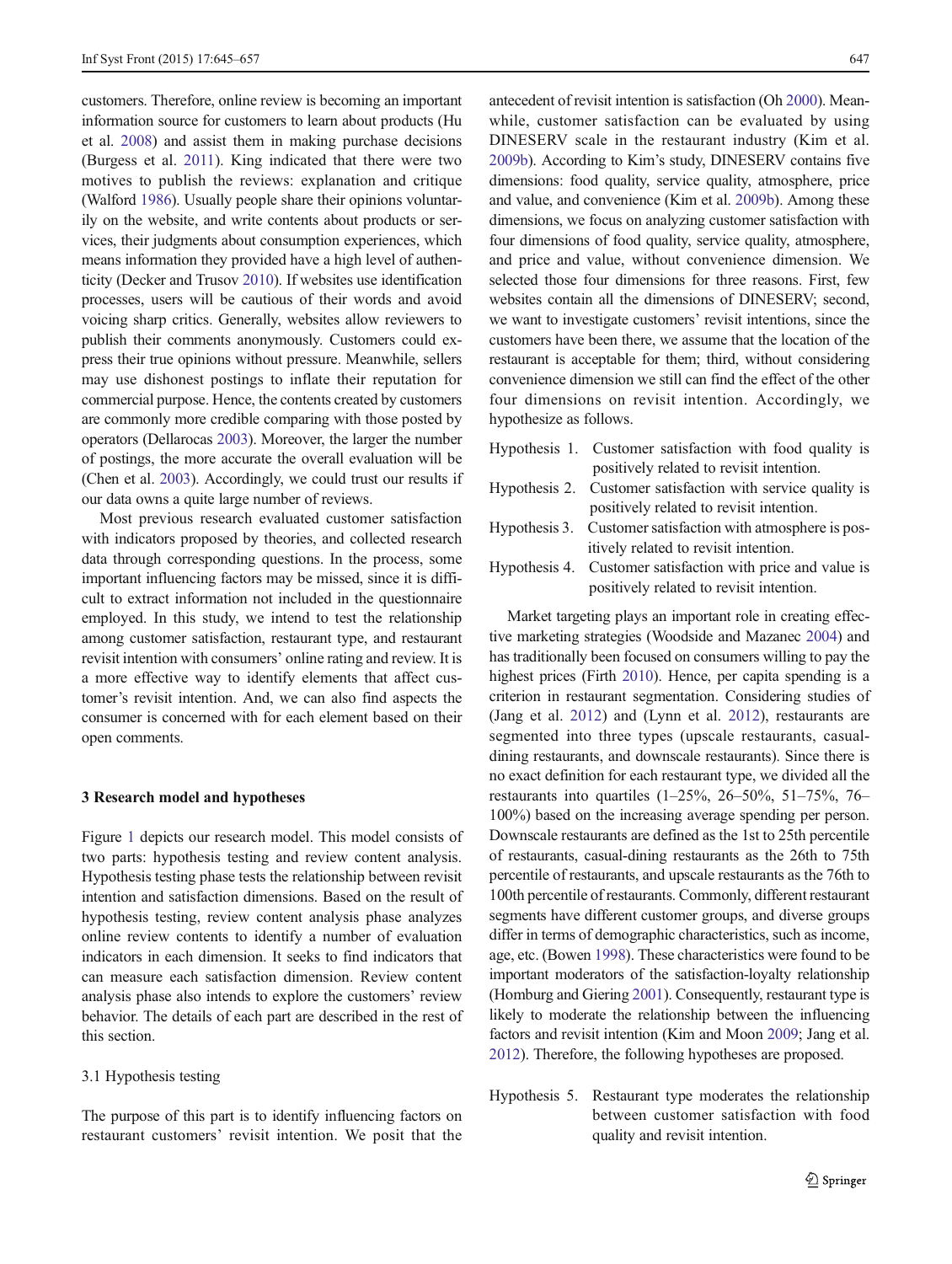customers. Therefore, online review is becoming an important information source for customers to learn about products (Hu et al. 2008) and assist them in making purchase decisions (Burgess et al. 2011). King indicated that there were two motives to publish the reviews: explanation and critique (Walford 1986). Usually people share their opinions voluntarily on the website, and write contents about products or services, their judgments about consumption experiences, which means information they provided have a high level of authenticity (Decker and Trusov 2010). If websites use identification processes, users will be cautious of their words and avoid voicing sharp critics. Generally, websites allow reviewers to publish their comments anonymously. Customers could express their true opinions without pressure. Meanwhile, sellers may use dishonest postings to inflate their reputation for commercial purpose. Hence, the contents created by customers are commonly more credible comparing with those posted by operators (Dellarocas 2003). Moreover, the larger the number of postings, the more accurate the overall evaluation will be (Chen et al. 2003). Accordingly, we could trust our results if our data owns a quite large number of reviews.

Most previous research evaluated customer satisfaction with indicators proposed by theories, and collected research data through corresponding questions. In the process, some important influencing factors may be missed, since it is difficult to extract information not included in the questionnaire employed. In this study, we intend to test the relationship among customer satisfaction, restaurant type, and restaurant revisit intention with consumers' online rating and review. It is a more effective way to identify elements that affect customer's revisit intention. And, we can also find aspects the consumer is concerned with for each element based on their open comments.

## 3 Research model and hypotheses

Figure 1 depicts our research model. This model consists of two parts: hypothesis testing and review content analysis. Hypothesis testing phase tests the relationship between revisit intention and satisfaction dimensions. Based on the result of hypothesis testing, review content analysis phase analyzes online review contents to identify a number of evaluation indicators in each dimension. It seeks to find indicators that can measure each satisfaction dimension. Review content analysis phase also intends to explore the customers' review behavior. The details of each part are described in the rest of this section.

### 3.1 Hypothesis testing

The purpose of this part is to identify influencing factors on restaurant customers' revisit intention. We posit that the antecedent of revisit intention is satisfaction (Oh 2000). Meanwhile, customer satisfaction can be evaluated by using DINESERV scale in the restaurant industry (Kim et al. 2009b). According to Kim's study, DINESERV contains five dimensions: food quality, service quality, atmosphere, price and value, and convenience (Kim et al. 2009b). Among these dimensions, we focus on analyzing customer satisfaction with four dimensions of food quality, service quality, atmosphere, and price and value, without convenience dimension. We selected those four dimensions for three reasons. First, few websites contain all the dimensions of DINESERV; second, we want to investigate customers' revisit intentions, since the customers have been there, we assume that the location of the restaurant is acceptable for them; third, without considering convenience dimension we still can find the effect of the other four dimensions on revisit intention. Accordingly, we hypothesize as follows.

- Hypothesis 1. Customer satisfaction with food quality is positively related to revisit intention.
- Hypothesis 2. Customer satisfaction with service quality is positively related to revisit intention.
- Hypothesis 3. Customer satisfaction with atmosphere is positively related to revisit intention.
- Hypothesis 4. Customer satisfaction with price and value is positively related to revisit intention.

Market targeting plays an important role in creating effective marketing strategies (Woodside and Mazanec 2004) and has traditionally been focused on consumers willing to pay the highest prices (Firth 2010). Hence, per capita spending is a criterion in restaurant segmentation. Considering studies of (Jang et al. 2012) and (Lynn et al. 2012), restaurants are segmented into three types (upscale restaurants, casual-dining restaurants, and downscale restaurants). Since there is no exact definition for each restaurant type, we divided all the restaurants into quartiles (1–25%, 26–50%, 51–75%, 76–100%) based on the increasing average spending per person. Downscale restaurants are defined as the 1st to 25th percentile of restaurants, casual-dining restaurants as the 26th to 75th percentile of restaurants, and upscale restaurants as the 76th to 100th percentile of restaurants. Commonly, different restaurant segments have different customer groups, and diverse groups differ in terms of demographic characteristics, such as income, age, etc. (Bowen 1998). These characteristics were found to be important moderators of the satisfaction-loyalty relationship (Homburg and Giering 2001). Consequently, restaurant type is likely to moderate the relationship between the influencing factors and revisit intention (Kim and Moon 2009; Jang et al. 2012). Therefore, the following hypotheses are proposed.

- Hypothesis 5. Restaurant type moderates the relationship between customer satisfaction with food quality and revisit intention.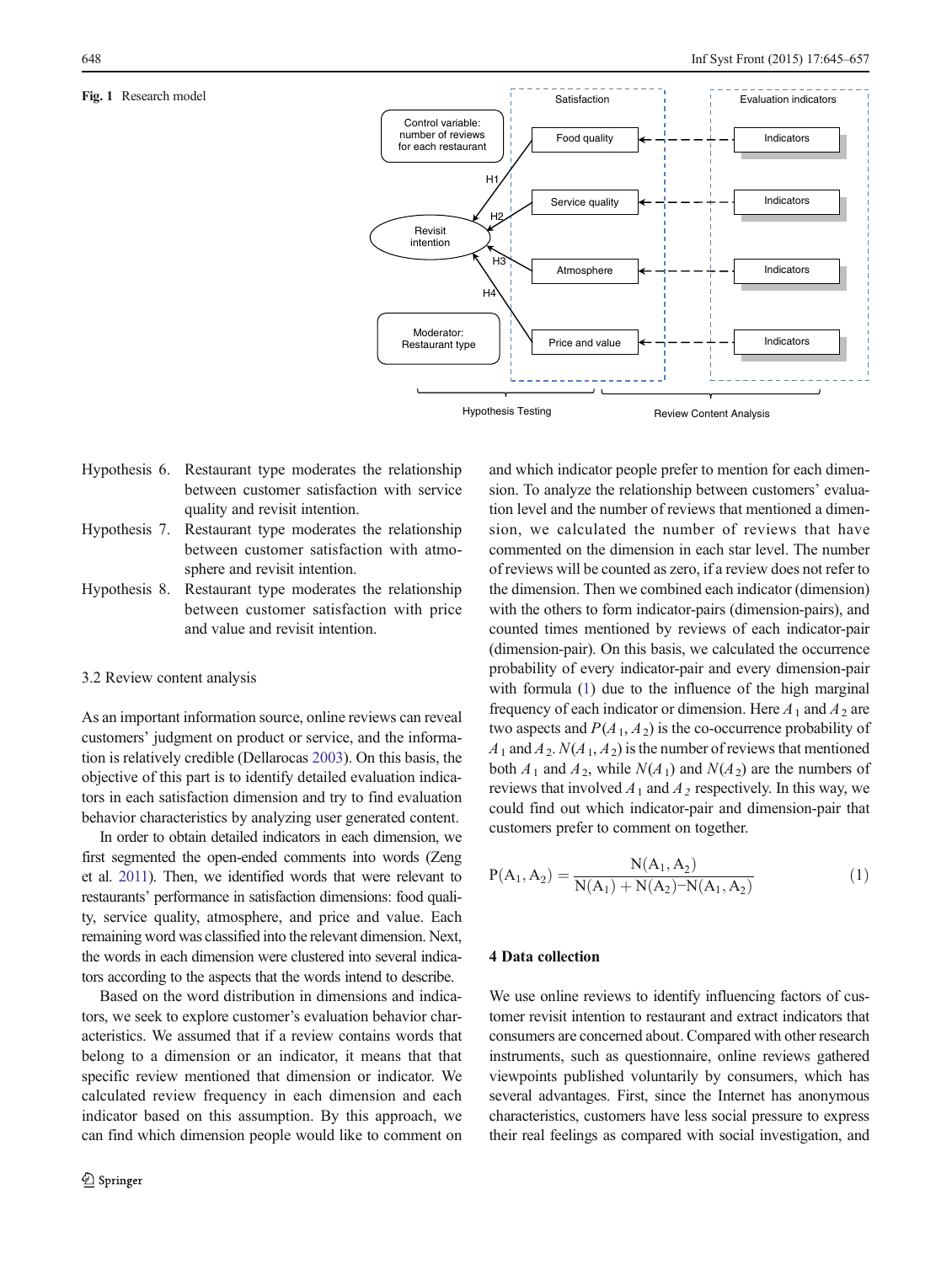Fig. 1 Research model

Hypothesis 6. Restaurant type moderates the relationship between customer satisfaction with service quality and revisit intention.

Hypothesis 7. Restaurant type moderates the relationship between customer satisfaction with atmosphere and revisit intention.

Hypothesis 8. Restaurant type moderates the relationship between customer satisfaction with price and value and revisit intention.

### 3.2 Review content analysis

As an important information source, online reviews can reveal customers' judgment on product or service, and the information is relatively credible (Dellarocas 2003). On this basis, the objective of this part is to identify detailed evaluation indicators in each satisfaction dimension and try to find evaluation behavior characteristics by analyzing user generated content.

In order to obtain detailed indicators in each dimension, we first segmented the open-ended comments into words (Zeng et al. 2011). Then, we identified words that were relevant to restaurants' performance in satisfaction dimensions: food quality, service quality, atmosphere, and price and value. Each remaining word was classified into the relevant dimension. Next, the words in each dimension were clustered into several indicators according to the aspects that the words intend to describe.

Based on the word distribution in dimensions and indicators, we seek to explore customer's evaluation behavior characteristics. We assumed that if a review contains words that belong to a dimension or an indicator, it means that that specific review mentioned that dimension or indicator. We calculated review frequency in each dimension and each indicator based on this assumption. By this approach, we can find which dimension people would like to comment on and which indicator people prefer to mention for each dimension. To analyze the relationship between customers' evaluation level and the number of reviews that mentioned a dimension, we calculated the number of reviews that have commented on the dimension in each star level. The number of reviews will be counted as zero, if a review does not refer to the dimension. Then we combined each indicator (dimension) with the others to form indicator-pairs (dimension-pairs), and counted times mentioned by reviews of each indicator-pair (dimension-pair). On this basis, we calculated the occurrence probability of every indicator-pair and every dimension-pair with formula (1) due to the influence of the high marginal frequency of each indicator or dimension. Here $A_1$ and $A_2$ are two aspects and $P(A_1, A_2)$ is the co-occurrence probability of $A_1$ and $A_2$. $N(A_1, A_2)$ is the number of reviews that mentioned both $A_1$ and $A_2$, while $N(A_1)$ and $N(A_2)$ are the numbers of reviews that involved $A_1$ and $A_2$ respectively. In this way, we could find out which indicator-pair and dimension-pair that customers prefer to comment on together.

$$P(A_1, A_2) = \frac{N(A_1, A_2)}{N(A_1) + N(A_2) - N(A_1, A_2)} \quad (1)$$

## 4 Data collection

We use online reviews to identify influencing factors of customer revisit intention to restaurant and extract indicators that consumers are concerned about. Compared with other research instruments, such as questionnaire, online reviews gathered viewpoints published voluntarily by consumers, which has several advantages. First, since the Internet has anonymous characteristics, customers have less social pressure to express their real feelings as compared with social investigation, and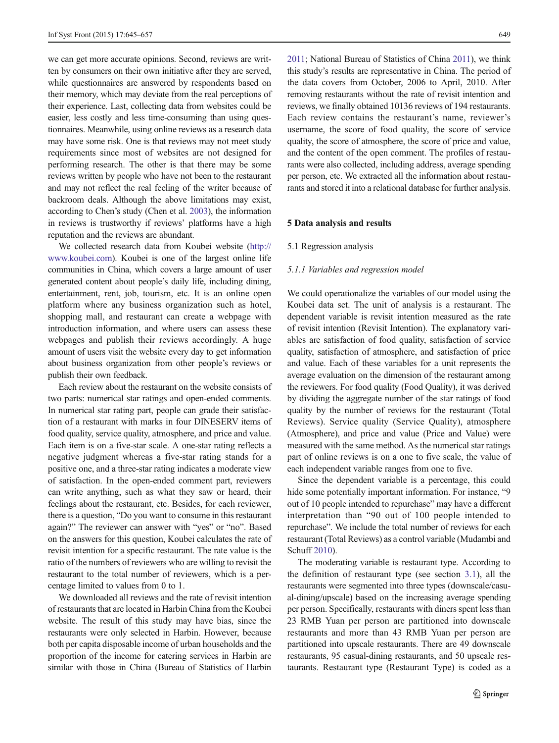we can get more accurate opinions. Second, reviews are written by consumers on their own initiative after they are served, while questionnaires are answered by respondents based on their memory, which may deviate from the real perceptions of their experience. Last, collecting data from websites could be easier, less costly and less time-consuming than using questionnaires. Meanwhile, using online reviews as a research data may have some risk. One is that reviews may not meet study requirements since most of websites are not designed for performing research. The other is that there may be some reviews written by people who have not been to the restaurant and may not reflect the real feeling of the writer because of backroom deals. Although the above limitations may exist, according to Chen's study (Chen et al. 2003), the information in reviews is trustworthy if reviews' platforms have a high reputation and the reviews are abundant.

We collected research data from Koubei website (http://www.koubei.com). Koubei is one of the largest online life communities in China, which covers a large amount of user generated content about people's daily life, including dining, entertainment, rent, job, tourism, etc. It is an online open platform where any business organization such as hotel, shopping mall, and restaurant can create a webpage with introduction information, and where users can assess these webpages and publish their reviews accordingly. A huge amount of users visit the website every day to get information about business organization from other people's reviews or publish their own feedback.

Each review about the restaurant on the website consists of two parts: numerical star ratings and open-ended comments. In numerical star rating part, people can grade their satisfaction of a restaurant with marks in four DINESERV items of food quality, service quality, atmosphere, and price and value. Each item is on a five-star scale. A one-star rating reflects a negative judgment whereas a five-star rating stands for a positive one, and a three-star rating indicates a moderate view of satisfaction. In the open-ended comment part, reviewers can write anything, such as what they saw or heard, their feelings about the restaurant, etc. Besides, for each reviewer, there is a question, "Do you want to consume in this restaurant again?" The reviewer can answer with "yes" or "no". Based on the answers for this question, Koubei calculates the rate of revisit intention for a specific restaurant. The rate value is the ratio of the numbers of reviewers who are willing to revisit the restaurant to the total number of reviewers, which is a percentage limited to values from 0 to 1.

We downloaded all reviews and the rate of revisit intention of restaurants that are located in Harbin China from the Koubei website. The result of this study may have bias, since the restaurants were only selected in Harbin. However, because both per capita disposable income of urban households and the proportion of the income for catering services in Harbin are similar with those in China (Bureau of Statistics of Harbin 2011; National Bureau of Statistics of China 2011), we think this study's results are representative in China. The period of the data covers from October, 2006 to April, 2010. After removing restaurants without the rate of revisit intention and reviews, we finally obtained 10136 reviews of 194 restaurants. Each review contains the restaurant's name, reviewer's username, the score of food quality, the score of service quality, the score of atmosphere, the score of price and value, and the content of the open comment. The profiles of restaurants were also collected, including address, average spending per person, etc. We extracted all the information about restaurants and stored it into a relational database for further analysis.

## 5 Data analysis and results

### 5.1 Regression analysis

#### *5.1.1 Variables and regression model*

We could operationalize the variables of our model using the Koubei data set. The unit of analysis is a restaurant. The dependent variable is revisit intention measured as the rate of revisit intention (Revisit Intention). The explanatory variables are satisfaction of food quality, satisfaction of service quality, satisfaction of atmosphere, and satisfaction of price and value. Each of these variables for a unit represents the average evaluation on the dimension of the restaurant among the reviewers. For food quality (Food Quality), it was derived by dividing the aggregate number of the star ratings of food quality by the number of reviews for the restaurant (Total Reviews). Service quality (Service Quality), atmosphere (Atmosphere), and price and value (Price and Value) were measured with the same method. As the numerical star ratings part of online reviews is on a one to five scale, the value of each independent variable ranges from one to five.

Since the dependent variable is a percentage, this could hide some potentially important information. For instance, "9 out of 10 people intended to repurchase" may have a different interpretation than "90 out of 100 people intended to repurchase". We include the total number of reviews for each restaurant (Total Reviews) as a control variable (Mudambi and Schuff 2010).

The moderating variable is restaurant type. According to the definition of restaurant type (see section 3.1), all the restaurants were segmented into three types (downscale/casual-dining/upscale) based on the increasing average spending per person. Specifically, restaurants with diners spent less than 23 RMB Yuan per person are partitioned into downscale restaurants and more than 43 RMB Yuan per person are partitioned into upscale restaurants. There are 49 downscale restaurants, 95 casual-dining restaurants, and 50 upscale restaurants. Restaurant type (Restaurant Type) is coded as a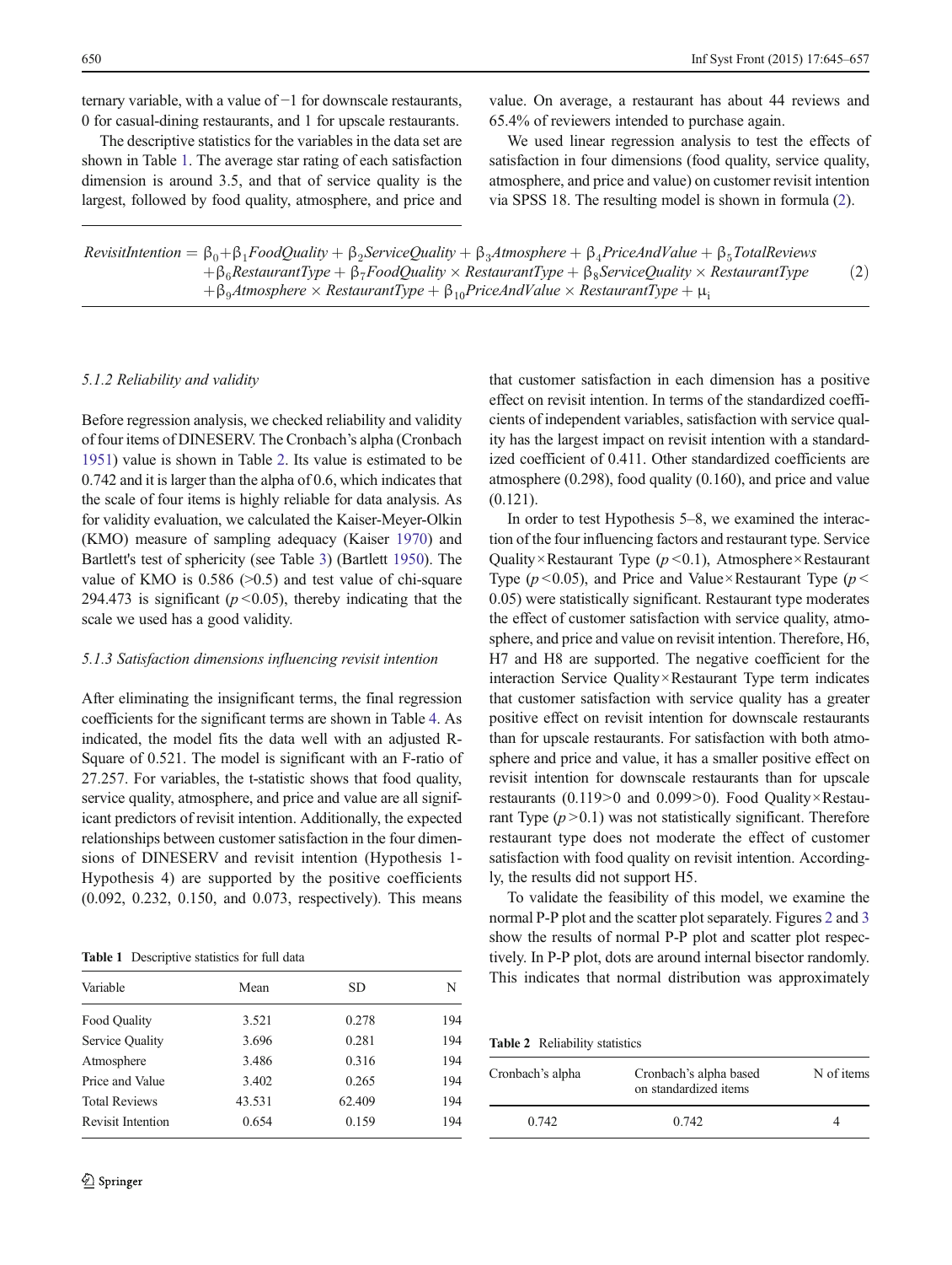ternary variable, with a value of −1 for downscale restaurants, 0 for casual-dining restaurants, and 1 for upscale restaurants.

The descriptive statistics for the variables in the data set are shown in Table 1. The average star rating of each satisfaction dimension is around 3.5, and that of service quality is the largest, followed by food quality, atmosphere, and price and value. On average, a restaurant has about 44 reviews and 65.4% of reviewers intended to purchase again.

We used linear regression analysis to test the effects of satisfaction in four dimensions (food quality, service quality, atmosphere, and price and value) on customer revisit intention via SPSS 18. The resulting model is shown in formula (2).

$$
\begin{aligned}
RevisitIntention = \; & \beta_0 + \beta_1 FoodQuality + \beta_2 ServiceQuality + \beta_3 Atmosphere + \beta_4 PriceAndValue + \beta_5 TotalReviews \\
& + \beta_6 RestaurantType + \beta_7 FoodQuality \times RestaurantType + \beta_8 ServiceQuality \times RestaurantType \\
& + \beta_9 Atmosphere \times RestaurantType + \beta_{10} PriceAndValue \times RestaurantType + \mu_i
\end{aligned} \quad (2)
$$

### 5.1.2 Reliability and validity

Before regression analysis, we checked reliability and validity of four items of DINESERV. The Cronbach's alpha (Cronbach 1951) value is shown in Table 2. Its value is estimated to be 0.742 and it is larger than the alpha of 0.6, which indicates that the scale of four items is highly reliable for data analysis. As for validity evaluation, we calculated the Kaiser-Meyer-Olkin (KMO) measure of sampling adequacy (Kaiser 1970) and Bartlett's test of sphericity (see Table 3) (Bartlett 1950). The value of KMO is 0.586 (>0.5) and test value of chi-square 294.473 is significant ($p < 0.05$), thereby indicating that the scale we used has a good validity.

### 5.1.3 Satisfaction dimensions influencing revisit intention

After eliminating the insignificant terms, the final regression coefficients for the significant terms are shown in Table 4. As indicated, the model fits the data well with an adjusted R-Square of 0.521. The model is significant with an F-ratio of 27.257. For variables, the t-statistic shows that food quality, service quality, atmosphere, and price and value are all significant predictors of revisit intention. Additionally, the expected relationships between customer satisfaction in the four dimensions of DINESERV and revisit intention (Hypothesis 1-Hypothesis 4) are supported by the positive coefficients (0.092, 0.232, 0.150, and 0.073, respectively). This means that customer satisfaction in each dimension has a positive effect on revisit intention. In terms of the standardized coefficients of independent variables, satisfaction with service quality has the largest impact on revisit intention with a standardized coefficient of 0.411. Other standardized coefficients are atmosphere (0.298), food quality (0.160), and price and value (0.121).

In order to test Hypothesis 5–8, we examined the interaction of the four influencing factors and restaurant type. Service Quality×Restaurant Type ($p < 0.1$), Atmosphere×Restaurant Type ($p < 0.05$), and Price and Value×Restaurant Type ($p < 0.05$) were statistically significant. Restaurant type moderates the effect of customer satisfaction with service quality, atmosphere, and price and value on revisit intention. Therefore, H6, H7 and H8 are supported. The negative coefficient for the interaction Service Quality×Restaurant Type term indicates that customer satisfaction with service quality has a greater positive effect on revisit intention for downscale restaurants than for upscale restaurants. For satisfaction with both atmosphere and price and value, it has a smaller positive effect on revisit intention for downscale restaurants than for upscale restaurants (0.119>0 and 0.099>0). Food Quality×Restaurant Type ($p > 0.1$) was not statistically significant. Therefore restaurant type does not moderate the effect of customer satisfaction with food quality on revisit intention. Accordingly, the results did not support H5.

To validate the feasibility of this model, we examine the normal P-P plot and the scatter plot separately. Figures 2 and 3 show the results of normal P-P plot and scatter plot respectively. In P-P plot, dots are around internal bisector randomly. This indicates that normal distribution was approximately

**Table 1** Descriptive statistics for full data

| Variable | Mean | SD | N |
|---|---|---|---|
| Food Quality | 3.521 | 0.278 | 194 |
| Service Quality | 3.696 | 0.281 | 194 |
| Atmosphere | 3.486 | 0.316 | 194 |
| Price and Value | 3.402 | 0.265 | 194 |
| Total Reviews | 43.531 | 62.409 | 194 |
| Revisit Intention | 0.654 | 0.159 | 194 |

**Table 2** Reliability statistics

| Cronbach's alpha | Cronbach's alpha based on standardized items | N of items |
|---|---|---|
| 0.742 | 0.742 | 4 |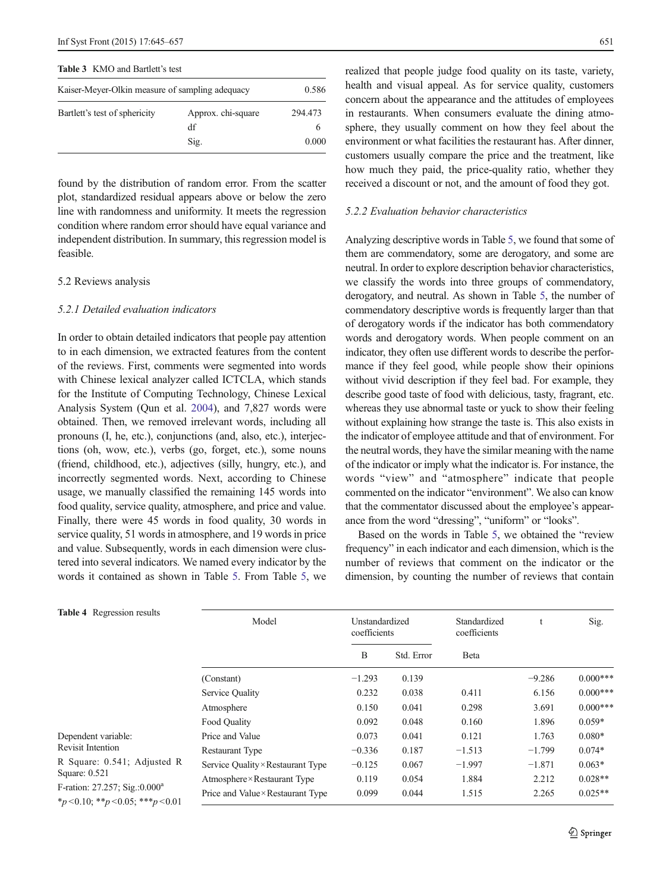**Table 3** KMO and Bartlett's test

| Kaiser-Meyer-Olkin measure of sampling adequacy | | 0.586 |
|---|---|---|
| Bartlett's test of sphericity | Approx. chi-square | 294.473 |
| | df | 6 |
| | Sig. | 0.000 |

found by the distribution of random error. From the scatter plot, standardized residual appears above or below the zero line with randomness and uniformity. It meets the regression condition where random error should have equal variance and independent distribution. In summary, this regression model is feasible.

### 5.2 Reviews analysis

#### *5.2.1 Detailed evaluation indicators*

In order to obtain detailed indicators that people pay attention to in each dimension, we extracted features from the content of the reviews. First, comments were segmented into words with Chinese lexical analyzer called ICTCLA, which stands for the Institute of Computing Technology, Chinese Lexical Analysis System (Qun et al. 2004), and 7,827 words were obtained. Then, we removed irrelevant words, including all pronouns (I, he, etc.), conjunctions (and, also, etc.), interjections (oh, wow, etc.), verbs (go, forget, etc.), some nouns (friend, childhood, etc.), adjectives (silly, hungry, etc.), and incorrectly segmented words. Next, according to Chinese usage, we manually classified the remaining 145 words into food quality, service quality, atmosphere, and price and value. Finally, there were 45 words in food quality, 30 words in service quality, 51 words in atmosphere, and 19 words in price and value. Subsequently, words in each dimension were clustered into several indicators. We named every indicator by the words it contained as shown in Table 5. From Table 5, we realized that people judge food quality on its taste, variety, health and visual appeal. As for service quality, customers concern about the appearance and the attitudes of employees in restaurants. When consumers evaluate the dining atmosphere, they usually comment on how they feel about the environment or what facilities the restaurant has. After dinner, customers usually compare the price and the treatment, like how much they paid, the price-quality ratio, whether they received a discount or not, and the amount of food they got.

#### *5.2.2 Evaluation behavior characteristics*

Analyzing descriptive words in Table 5, we found that some of them are commendatory, some are derogatory, and some are neutral. In order to explore description behavior characteristics, we classify the words into three groups of commendatory, derogatory, and neutral. As shown in Table 5, the number of commendatory descriptive words is frequently larger than that of derogatory words if the indicator has both commendatory words and derogatory words. When people comment on an indicator, they often use different words to describe the performance if they feel good, while people show their opinions without vivid description if they feel bad. For example, they describe good taste of food with delicious, tasty, fragrant, etc. whereas they use abnormal taste or yuck to show their feeling without explaining how strange the taste is. This also exists in the indicator of employee attitude and that of environment. For the neutral words, they have the similar meaning with the name of the indicator or imply what the indicator is. For instance, the words "view" and "atmosphere" indicate that people commented on the indicator "environment". We also can know that the commentator discussed about the employee's appearance from the word "dressing", "uniform" or "looks".

Based on the words in Table 5, we obtained the "review frequency" in each indicator and each dimension, which is the number of reviews that comment on the indicator or the dimension, by counting the number of reviews that contain

**Table 4** Regression results

| Model | Unstandardized coefficients | | Standardized coefficients | t | Sig. |
|---|---|---|---|---|---|
| | B | Std. Error | Beta | | |
| (Constant) | −1.293 | 0.139 | | −9.286 | 0.000*** |
| Service Quality | 0.232 | 0.038 | 0.411 | 6.156 | 0.000*** |
| Atmosphere | 0.150 | 0.041 | 0.298 | 3.691 | 0.000*** |
| Food Quality | 0.092 | 0.048 | 0.160 | 1.896 | 0.059* |
| Price and Value | 0.073 | 0.041 | 0.121 | 1.763 | 0.080* |
| Restaurant Type | −0.336 | 0.187 | −1.513 | −1.799 | 0.074* |
| Service Quality×Restaurant Type | −0.125 | 0.067 | −1.997 | −1.871 | 0.063* |
| Atmosphere×Restaurant Type | 0.119 | 0.054 | 1.884 | 2.212 | 0.028** |
| Price and Value×Restaurant Type | 0.099 | 0.044 | 1.515 | 2.265 | 0.025** |

Dependent variable: Revisit Intention

R Square: 0.541; Adjusted R Square: 0.521

F-ration: 27.257; Sig.:0.000[a]

$*p<0.10$; $**p<0.05$; $***p<0.01$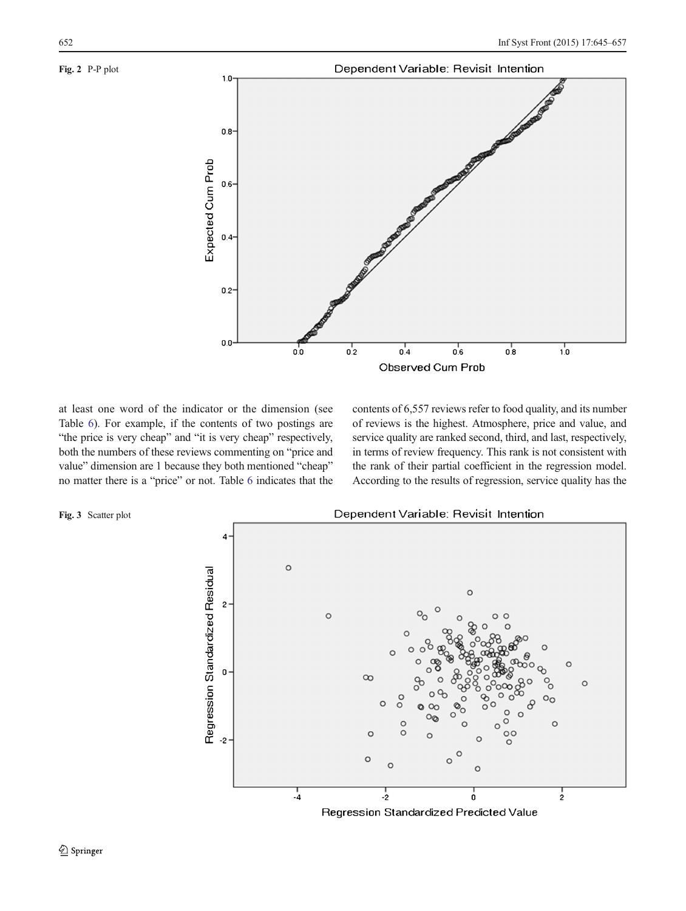**Fig. 2** P-P plot

at least one word of the indicator or the dimension (see Table 6). For example, if the contents of two postings are "the price is very cheap" and "it is very cheap" respectively, both the numbers of these reviews commenting on "price and value" dimension are 1 because they both mentioned "cheap" no matter there is a "price" or not. Table 6 indicates that the contents of 6,557 reviews refer to food quality, and its number of reviews is the highest. Atmosphere, price and value, and service quality are ranked second, third, and last, respectively, in terms of review frequency. This rank is not consistent with the rank of their partial coefficient in the regression model. According to the results of regression, service quality has the

**Fig. 3** Scatter plot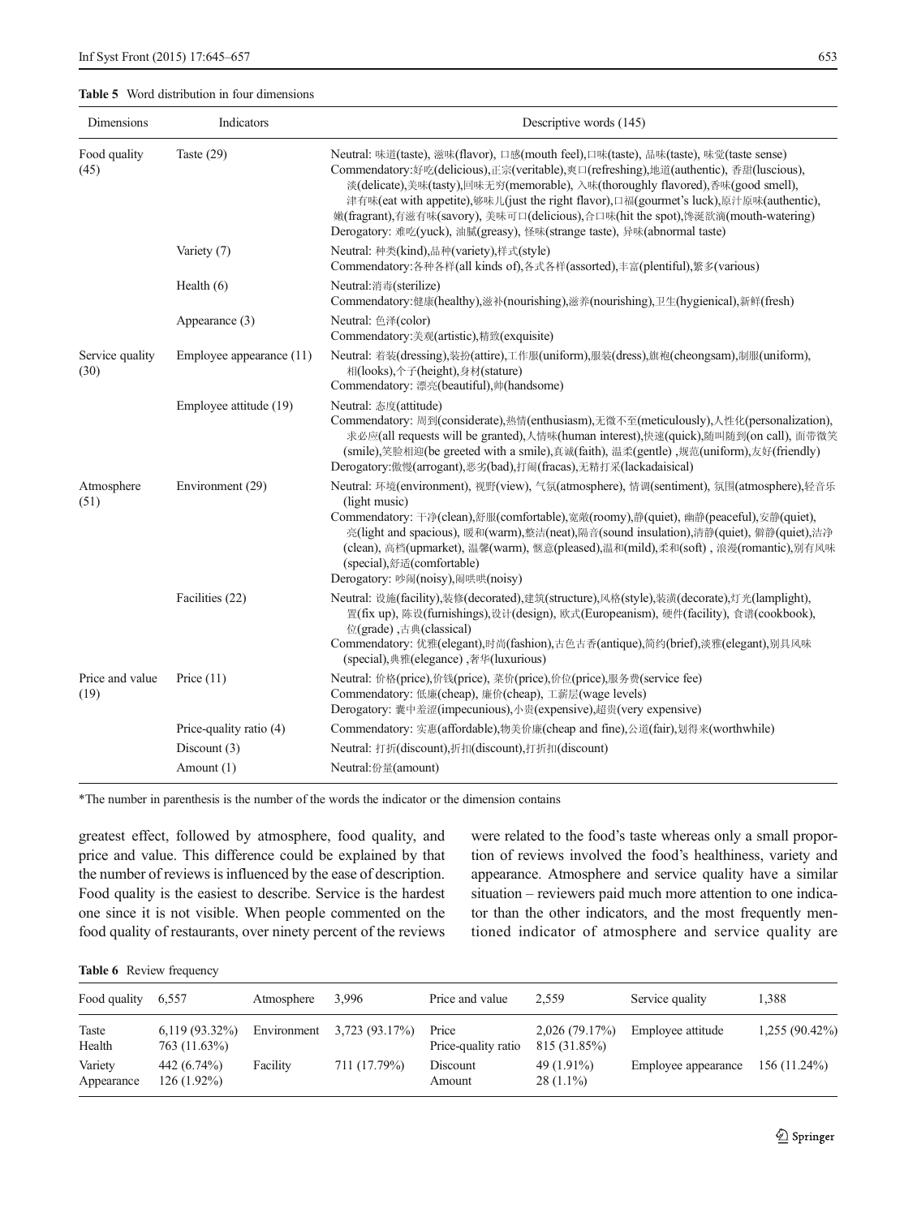**Table 5** Word distribution in four dimensions

| Dimensions | Indicators | Descriptive words (145) |
|---|---|---|
| Food quality (45) | Taste (29) | Neutral: 味道(taste), 滋味(flavor), 口感(mouth feel),口味(taste), 品味(taste), 味觉(taste sense) Commendatory:好吃(delicious),正宗(veritable),爽口(refreshing),地道(authentic), 香甜(luscious), 淡(delicate),美味(tasty),回味无穷(memorable), 入味(thoroughly flavored),香味(good smell), 津有味(eat with appetite),够味儿(just the right flavor),口福(gourmet's luck),原汁原味(authentic), 嫩(fragrant),有滋有味(savory), 美味可口(delicious),合口味(hit the spot),馋涎欲滴(mouth-watering) Derogatory: 难吃(yuck), 油腻(greasy), 怪味(strange taste), 异味(abnormal taste) |
| | Variety (7) | Neutral: 种类(kind),品种(variety),样式(style) Commendatory:各种各样(all kinds of),各式各样(assorted),丰富(plentiful),繁多(various) |
| | Health (6) | Neutral:消毒(sterilize) Commendatory:健康(healthy),滋补(nourishing),滋养(nourishing),卫生(hygienical),新鲜(fresh) |
| | Appearance (3) | Neutral: 色泽(color) Commendatory:美观(artistic),精致(exquisite) |
| Service quality (30) | Employee appearance (11) | Neutral: 着装(dressing),装扮(attire),工作服(uniform),服装(dress),旗袍(cheongsam),制服(uniform), 相(looks),个子(height),身材(stature) Commendatory: 漂亮(beautiful),帅(handsome) |
| | Employee attitude (19) | Neutral: 态度(attitude) Commendatory: 周到(considerate),热情(enthusiasm),无微不至(meticulously),人性化(personalization), 求必应(all requests will be granted),人情味(human interest),快速(quick),随叫随到(on call), 面带微笑(smile),笑脸相迎(be greeted with a smile),真诚(faith), 温柔(gentle) ,规范(uniform),友好(friendly) Derogatory:傲慢(arrogant),恶劣(bad),打闹(fracas),无精打采(lackadaisical) |
| Atmosphere (51) | Environment (29) | Neutral: 环境(environment), 视野(view), 气氛(atmosphere), 情调(sentiment), 氛围(atmosphere),轻音乐(light music) Commendatory: 干净(clean),舒服(comfortable),宽敞(roomy),静(quiet), 幽静(peaceful),安静(quiet), 亮(light and spacious), 暖和(warm),整洁(neat),隔音(sound insulation),清静(quiet), 僻静(quiet),洁净(clean), 高档(upmarket), 温馨(warm), 惬意(pleased),温和(mild),柔和(soft) , 浪漫(romantic),别有风味(special),舒适(comfortable) Derogatory: 吵闹(noisy),闹哄哄(noisy) |
| | Facilities (22) | Neutral: 设施(facility),装修(decorated),建筑(structure),风格(style),装潢(decorate),灯光(lamplight), 置(fix up), 陈设(furnishings),设计(design), 欧式(Europeanism), 硬件(facility), 食谱(cookbook), 位(grade) ,古典(classical) Commendatory: 优雅(elegant),时尚(fashion),古色古香(antique),简约(brief),淡雅(elegant),别具风味(special),典雅(elegance) ,奢华(luxurious) |
| Price and value (19) | Price (11) | Neutral: 价格(price),价钱(price), 菜价(price),价位(price),服务费(service fee) Commendatory: 低廉(cheap), 廉价(cheap), 工薪层(wage levels) Derogatory: 囊中羞涩(impecunious),小贵(expensive),超贵(very expensive) |
| | Price-quality ratio (4) | Commendatory: 实惠(affordable),物美价廉(cheap and fine),公道(fair),划得来(worthwhile) |
| | Discount (3) | Neutral: 打折(discount),折扣(discount),打折扣(discount) |
| | Amount (1) | Neutral:份量(amount) |

*The number in parenthesis is the number of the words the indicator or the dimension contains

greatest effect, followed by atmosphere, food quality, and price and value. This difference could be explained by that the number of reviews is influenced by the ease of description. Food quality is the easiest to describe. Service is the hardest one since it is not visible. When people commented on the food quality of restaurants, over ninety percent of the reviews were related to the food's taste whereas only a small proportion of reviews involved the food's healthiness, variety and appearance. Atmosphere and service quality have a similar situation – reviewers paid much more attention to one indicator than the other indicators, and the most frequently mentioned indicator of atmosphere and service quality are

**Table 6** Review frequency

| Food quality | 6,557 | Atmosphere | 3,996 | Price and value | 2,559 | Service quality | 1,388 |
|---|---|---|---|---|---|---|---|
| Taste | 6,119 (93.32%) | Environment | 3,723 (93.17%) | Price | 2,026 (79.17%) | Employee attitude | 1,255 (90.42%) |
| Health | 763 (11.63%) | | | Price-quality ratio | 815 (31.85%) | | |
| Variety | 442 (6.74%) | Facility | 711 (17.79%) | Discount | 49 (1.91%) | Employee appearance | 156 (11.24%) |
| Appearance | 126 (1.92%) | | | Amount | 28 (1.1%) | | |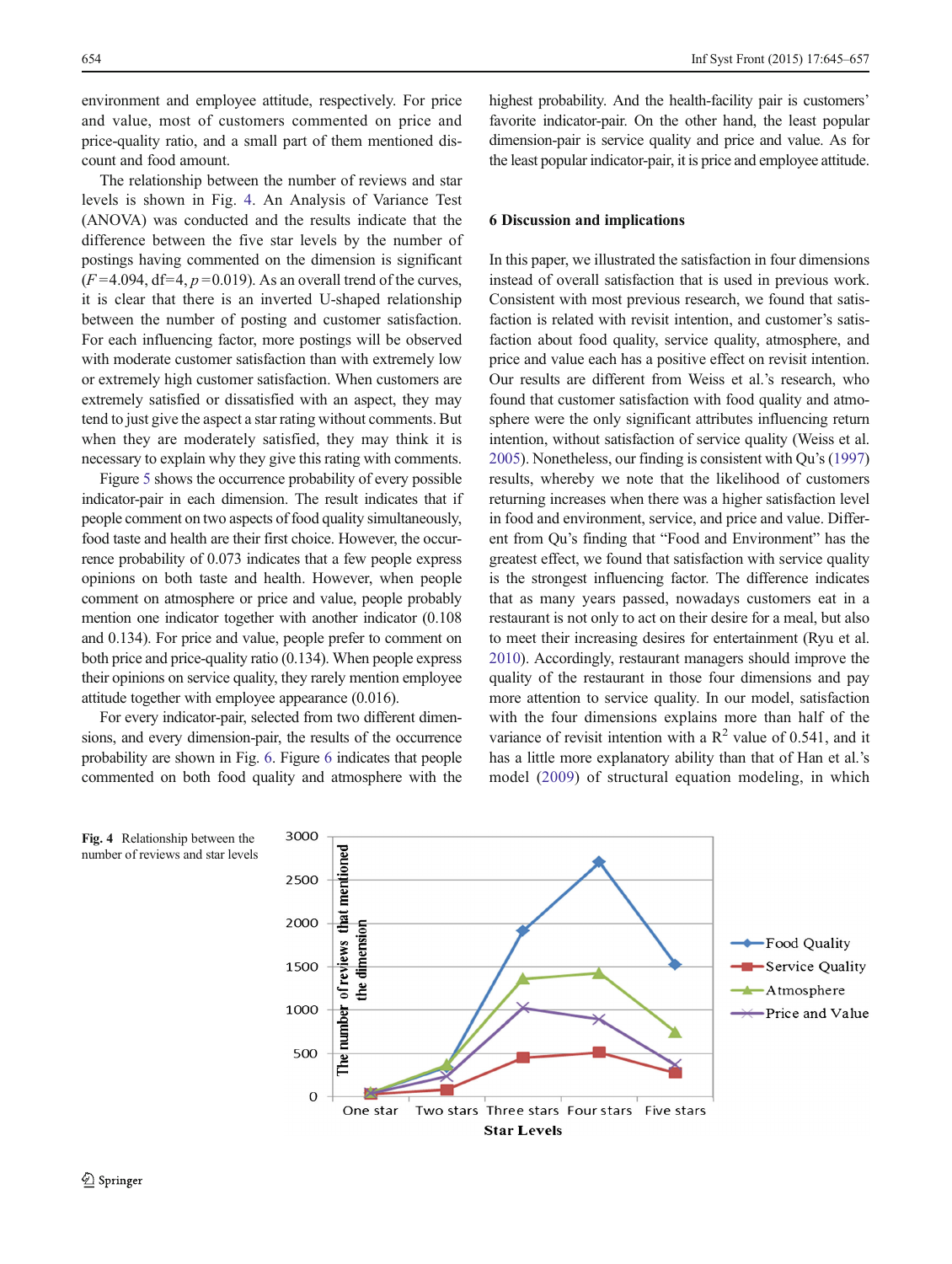environment and employee attitude, respectively. For price and value, most of customers commented on price and price-quality ratio, and a small part of them mentioned discount and food amount.

The relationship between the number of reviews and star levels is shown in Fig. 4. An Analysis of Variance Test (ANOVA) was conducted and the results indicate that the difference between the five star levels by the number of postings having commented on the dimension is significant ($F$=4.094, df=4, $p$=0.019). As an overall trend of the curves, it is clear that there is an inverted U-shaped relationship between the number of posting and customer satisfaction. For each influencing factor, more postings will be observed with moderate customer satisfaction than with extremely low or extremely high customer satisfaction. When customers are extremely satisfied or dissatisfied with an aspect, they may tend to just give the aspect a star rating without comments. But when they are moderately satisfied, they may think it is necessary to explain why they give this rating with comments.

Figure 5 shows the occurrence probability of every possible indicator-pair in each dimension. The result indicates that if people comment on two aspects of food quality simultaneously, food taste and health are their first choice. However, the occurrence probability of 0.073 indicates that a few people express opinions on both taste and health. However, when people comment on atmosphere or price and value, people probably mention one indicator together with another indicator (0.108 and 0.134). For price and value, people prefer to comment on both price and price-quality ratio (0.134). When people express their opinions on service quality, they rarely mention employee attitude together with employee appearance (0.016).

For every indicator-pair, selected from two different dimensions, and every dimension-pair, the results of the occurrence probability are shown in Fig. 6. Figure 6 indicates that people commented on both food quality and atmosphere with the highest probability. And the health-facility pair is customers' favorite indicator-pair. On the other hand, the least popular dimension-pair is service quality and price and value. As for the least popular indicator-pair, it is price and employee attitude.

## 6 Discussion and implications

In this paper, we illustrated the satisfaction in four dimensions instead of overall satisfaction that is used in previous work. Consistent with most previous research, we found that satisfaction is related with revisit intention, and customer's satisfaction about food quality, service quality, atmosphere, and price and value each has a positive effect on revisit intention. Our results are different from Weiss et al.'s research, who found that customer satisfaction with food quality and atmosphere were the only significant attributes influencing return intention, without satisfaction of service quality (Weiss et al. 2005). Nonetheless, our finding is consistent with Qu's (1997) results, whereby we note that the likelihood of customers returning increases when there was a higher satisfaction level in food and environment, service, and price and value. Different from Qu's finding that "Food and Environment" has the greatest effect, we found that satisfaction with service quality is the strongest influencing factor. The difference indicates that as many years passed, nowadays customers eat in a restaurant is not only to act on their desire for a meal, but also to meet their increasing desires for entertainment (Ryu et al. 2010). Accordingly, restaurant managers should improve the quality of the restaurant in those four dimensions and pay more attention to service quality. In our model, satisfaction with the four dimensions explains more than half of the variance of revisit intention with a $R^2$ value of 0.541, and it has a little more explanatory ability than that of Han et al.'s model (2009) of structural equation modeling, in which

**Fig. 4** Relationship between the number of reviews and star levels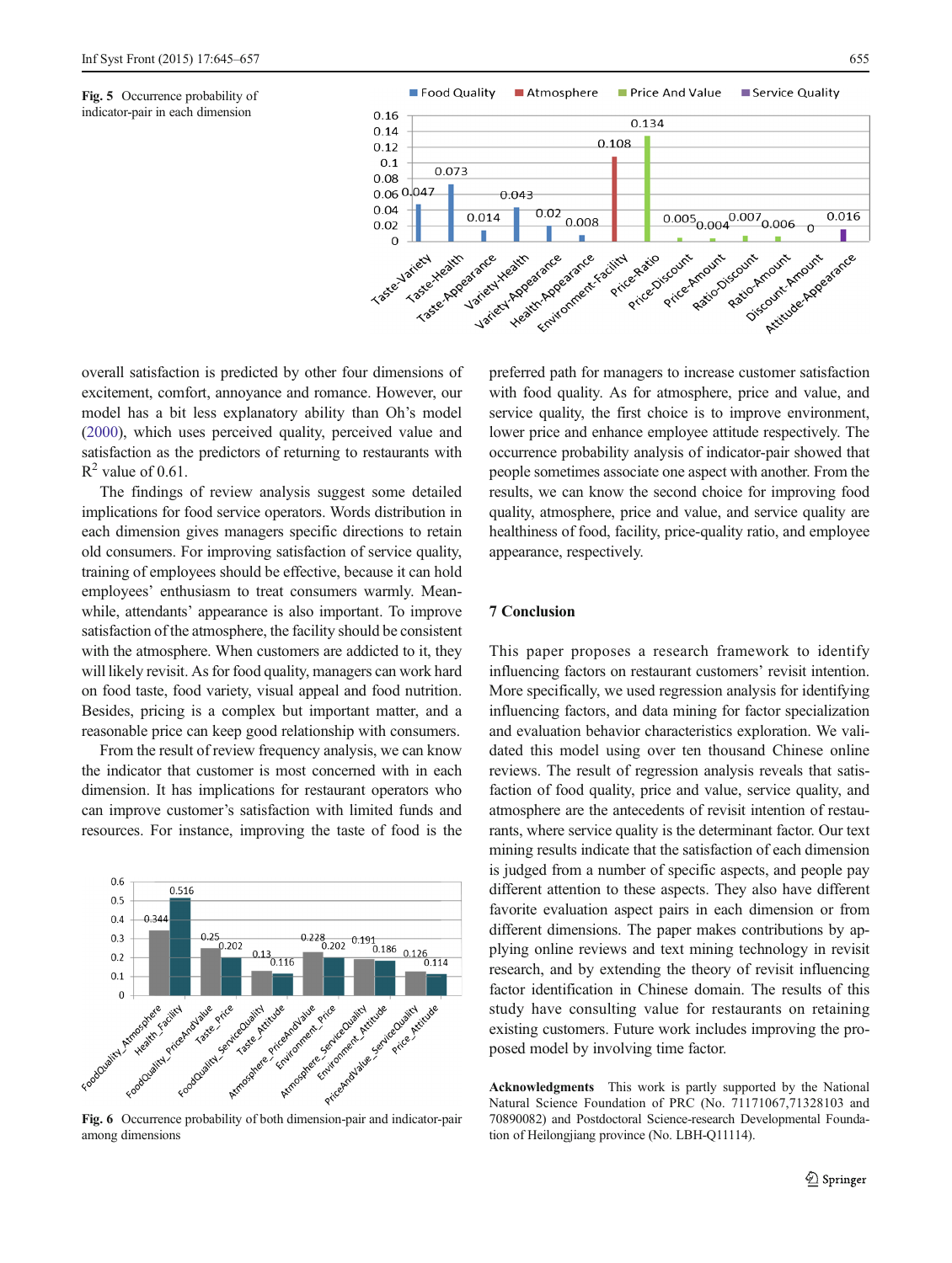**Fig. 5** Occurrence probability of indicator-pair in each dimension

**Fig. 6** Occurrence probability of both dimension-pair and indicator-pair among dimensions

overall satisfaction is predicted by other four dimensions of excitement, comfort, annoyance and romance. However, our model has a bit less explanatory ability than Oh's model (2000), which uses perceived quality, perceived value and satisfaction as the predictors of returning to restaurants with $R^2$ value of 0.61.

The findings of review analysis suggest some detailed implications for food service operators. Words distribution in each dimension gives managers specific directions to retain old consumers. For improving satisfaction of service quality, training of employees should be effective, because it can hold employees' enthusiasm to treat consumers warmly. Meanwhile, attendants' appearance is also important. To improve satisfaction of the atmosphere, the facility should be consistent with the atmosphere. When customers are addicted to it, they will likely revisit. As for food quality, managers can work hard on food taste, food variety, visual appeal and food nutrition. Besides, pricing is a complex but important matter, and a reasonable price can keep good relationship with consumers.

From the result of review frequency analysis, we can know the indicator that customer is most concerned with in each dimension. It has implications for restaurant operators who can improve customer's satisfaction with limited funds and resources. For instance, improving the taste of food is the preferred path for managers to increase customer satisfaction with food quality. As for atmosphere, price and value, and service quality, the first choice is to improve environment, lower price and enhance employee attitude respectively. The occurrence probability analysis of indicator-pair showed that people sometimes associate one aspect with another. From the results, we can know the second choice for improving food quality, atmosphere, price and value, and service quality are healthiness of food, facility, price-quality ratio, and employee appearance, respectively.

## 7 Conclusion

This paper proposes a research framework to identify influencing factors on restaurant customers' revisit intention. More specifically, we used regression analysis for identifying influencing factors, and data mining for factor specialization and evaluation behavior characteristics exploration. We validated this model using over ten thousand Chinese online reviews. The result of regression analysis reveals that satisfaction of food quality, price and value, service quality, and atmosphere are the antecedents of revisit intention of restaurants, where service quality is the determinant factor. Our text mining results indicate that the satisfaction of each dimension is judged from a number of specific aspects, and people pay different attention to these aspects. They also have different favorite evaluation aspect pairs in each dimension or from different dimensions. The paper makes contributions by applying online reviews and text mining technology in revisit research, and by extending the theory of revisit influencing factor identification in Chinese domain. The results of this study have consulting value for restaurants on retaining existing customers. Future work includes improving the proposed model by involving time factor.

**Acknowledgments** This work is partly supported by the National Natural Science Foundation of PRC (No. 71171067,71328103 and 70890082) and Postdoctoral Science-research Developmental Foundation of Heilongjiang province (No. LBH-Q11114).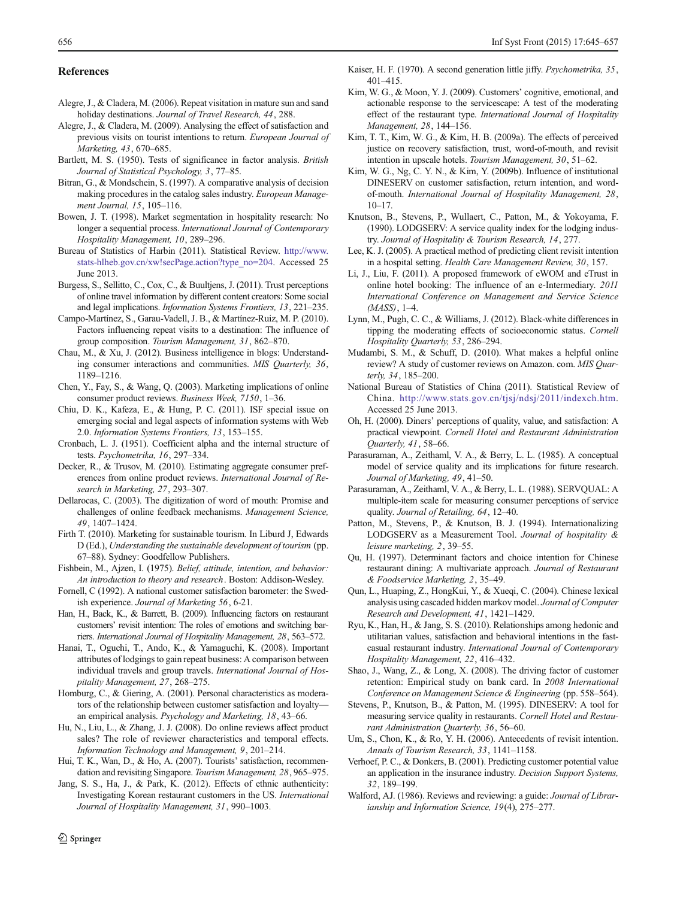## References

Alegre, J., & Cladera, M. (2006). Repeat visitation in mature sun and sand holiday destinations. *Journal of Travel Research, 44*, 288.

Alegre, J., & Cladera, M. (2009). Analysing the effect of satisfaction and previous visits on tourist intentions to return. *European Journal of Marketing, 43*, 670–685.

Bartlett, M. S. (1950). Tests of significance in factor analysis. *British Journal of Statistical Psychology, 3*, 77–85.

Bitran, G., & Mondschein, S. (1997). A comparative analysis of decision making procedures in the catalog sales industry. *European Management Journal, 15*, 105–116.

Bowen, J. T. (1998). Market segmentation in hospitality research: No longer a sequential process. *International Journal of Contemporary Hospitality Management, 10*, 289–296.

Bureau of Statistics of Harbin (2011). Statistical Review. http://www.stats-hlheb.gov.cn/xw!secPage.action?type_no=204. Accessed 25 June 2013.

Burgess, S., Sellitto, C., Cox, C., & Buultjens, J. (2011). Trust perceptions of online travel information by different content creators: Some social and legal implications. *Information Systems Frontiers, 13*, 221–235.

Campo-Martínez, S., Garau-Vadell, J. B., & Martínez-Ruiz, M. P. (2010). Factors influencing repeat visits to a destination: The influence of group composition. *Tourism Management, 31*, 862–870.

Chau, M., & Xu, J. (2012). Business intelligence in blogs: Understanding consumer interactions and communities. *MIS Quarterly, 36*, 1189–1216.

Chen, Y., Fay, S., & Wang, Q. (2003). Marketing implications of online consumer product reviews. *Business Week, 7150*, 1–36.

Chiu, D. K., Kafeza, E., & Hung, P. C. (2011). ISF special issue on emerging social and legal aspects of information systems with Web 2.0. *Information Systems Frontiers, 13*, 153–155.

Cronbach, L. J. (1951). Coefficient alpha and the internal structure of tests. *Psychometrika, 16*, 297–334.

Decker, R., & Trusov, M. (2010). Estimating aggregate consumer preferences from online product reviews. *International Journal of Research in Marketing, 27*, 293–307.

Dellarocas, C. (2003). The digitization of word of mouth: Promise and challenges of online feedback mechanisms. *Management Science, 49*, 1407–1424.

Firth T. (2010). Marketing for sustainable tourism. In Liburd J, Edwards D (Ed.), *Understanding the sustainable development of tourism* (pp. 67–88). Sydney: Goodfellow Publishers.

Fishbein, M., Ajzen, I. (1975). *Belief, attitude, intention, and behavior: An introduction to theory and research*. Boston: Addison-Wesley.

Fornell, C (1992). A national customer satisfaction barometer: the Swedish experience. *Journal of Marketing 56*, 6-21.

Han, H., Back, K., & Barrett, B. (2009). Influencing factors on restaurant customers' revisit intention: The roles of emotions and switching barriers. *International Journal of Hospitality Management, 28*, 563–572.

Hanai, T., Oguchi, T., Ando, K., & Yamaguchi, K. (2008). Important attributes of lodgings to gain repeat business: A comparison between individual travels and group travels. *International Journal of Hospitality Management, 27*, 268–275.

Homburg, C., & Giering, A. (2001). Personal characteristics as moderators of the relationship between customer satisfaction and loyalty—an empirical analysis. *Psychology and Marketing, 18*, 43–66.

Hu, N., Liu, L., & Zhang, J. J. (2008). Do online reviews affect product sales? The role of reviewer characteristics and temporal effects. *Information Technology and Management, 9*, 201–214.

Hui, T. K., Wan, D., & Ho, A. (2007). Tourists' satisfaction, recommendation and revisiting Singapore. *Tourism Management, 28*, 965–975.

Jang, S. S., Ha, J., & Park, K. (2012). Effects of ethnic authenticity: Investigating Korean restaurant customers in the US. *International Journal of Hospitality Management, 31*, 990–1003.

Kaiser, H. F. (1970). A second generation little jiffy. *Psychometrika, 35*, 401–415.

Kim, W. G., & Moon, Y. J. (2009). Customers' cognitive, emotional, and actionable response to the servicescape: A test of the moderating effect of the restaurant type. *International Journal of Hospitality Management, 28*, 144–156.

Kim, T. T., Kim, W. G., & Kim, H. B. (2009a). The effects of perceived justice on recovery satisfaction, trust, word-of-mouth, and revisit intention in upscale hotels. *Tourism Management, 30*, 51–62.

Kim, W. G., Ng, C. Y. N., & Kim, Y. (2009b). Influence of institutional DINESERV on customer satisfaction, return intention, and word-of-mouth. *International Journal of Hospitality Management, 28*, 10–17.

Knutson, B., Stevens, P., Wullaert, C., Patton, M., & Yokoyama, F. (1990). LODGSERV: A service quality index for the lodging industry. *Journal of Hospitality & Tourism Research, 14*, 277.

Lee, K. J. (2005). A practical method of predicting client revisit intention in a hospital setting. *Health Care Management Review, 30*, 157.

Li, J., Liu, F. (2011). A proposed framework of eWOM and eTrust in online hotel booking: The influence of an e-Intermediary. *2011 International Conference on Management and Service Science (MASS)*, 1–4.

Lynn, M., Pugh, C. C., & Williams, J. (2012). Black-white differences in tipping the moderating effects of socioeconomic status. *Cornell Hospitality Quarterly, 53*, 286–294.

Mudambi, S. M., & Schuff, D. (2010). What makes a helpful online review? A study of customer reviews on Amazon. com. *MIS Quarterly, 34*, 185–200.

National Bureau of Statistics of China (2011). Statistical Review of China. http://www.stats.gov.cn/tjsj/ndsj/2011/indexch.htm. Accessed 25 June 2013.

Oh, H. (2000). Diners' perceptions of quality, value, and satisfaction: A practical viewpoint. *Cornell Hotel and Restaurant Administration Quarterly, 41*, 58–66.

Parasuraman, A., Zeithaml, V. A., & Berry, L. L. (1985). A conceptual model of service quality and its implications for future research. *Journal of Marketing, 49*, 41–50.

Parasuraman, A., Zeithaml, V. A., & Berry, L. L. (1988). SERVQUAL: A multiple-item scale for measuring consumer perceptions of service quality. *Journal of Retailing, 64*, 12–40.

Patton, M., Stevens, P., & Knutson, B. J. (1994). Internationalizing LODGSERV as a Measurement Tool. *Journal of hospitality & leisure marketing, 2*, 39–55.

Qu, H. (1997). Determinant factors and choice intention for Chinese restaurant dining: A multivariate approach. *Journal of Restaurant & Foodservice Marketing, 2*, 35–49.

Qun, L., Huaping, Z., HongKui, Y., & Xueqi, C. (2004). Chinese lexical analysis using cascaded hidden markov model. *Journal of Computer Research and Development, 41*, 1421–1429.

Ryu, K., Han, H., & Jang, S. S. (2010). Relationships among hedonic and utilitarian values, satisfaction and behavioral intentions in the fast-casual restaurant industry. *International Journal of Contemporary Hospitality Management, 22*, 416–432.

Shao, J., Wang, Z., & Long, X. (2008). The driving factor of customer retention: Empirical study on bank card. In *2008 International Conference on Management Science & Engineering* (pp. 558–564).

Stevens, P., Knutson, B., & Patton, M. (1995). DINESERV: A tool for measuring service quality in restaurants. *Cornell Hotel and Restaurant Administration Quarterly, 36*, 56–60.

Um, S., Chon, K., & Ro, Y. H. (2006). Antecedents of revisit intention. *Annals of Tourism Research, 33*, 1141–1158.

Verhoef, P. C., & Donkers, B. (2001). Predicting customer potential value an application in the insurance industry. *Decision Support Systems, 32*, 189–199.

Walford, AJ. (1986). Reviews and reviewing: a guide: *Journal of Librarianship and Information Science, 19*(4), 275–277.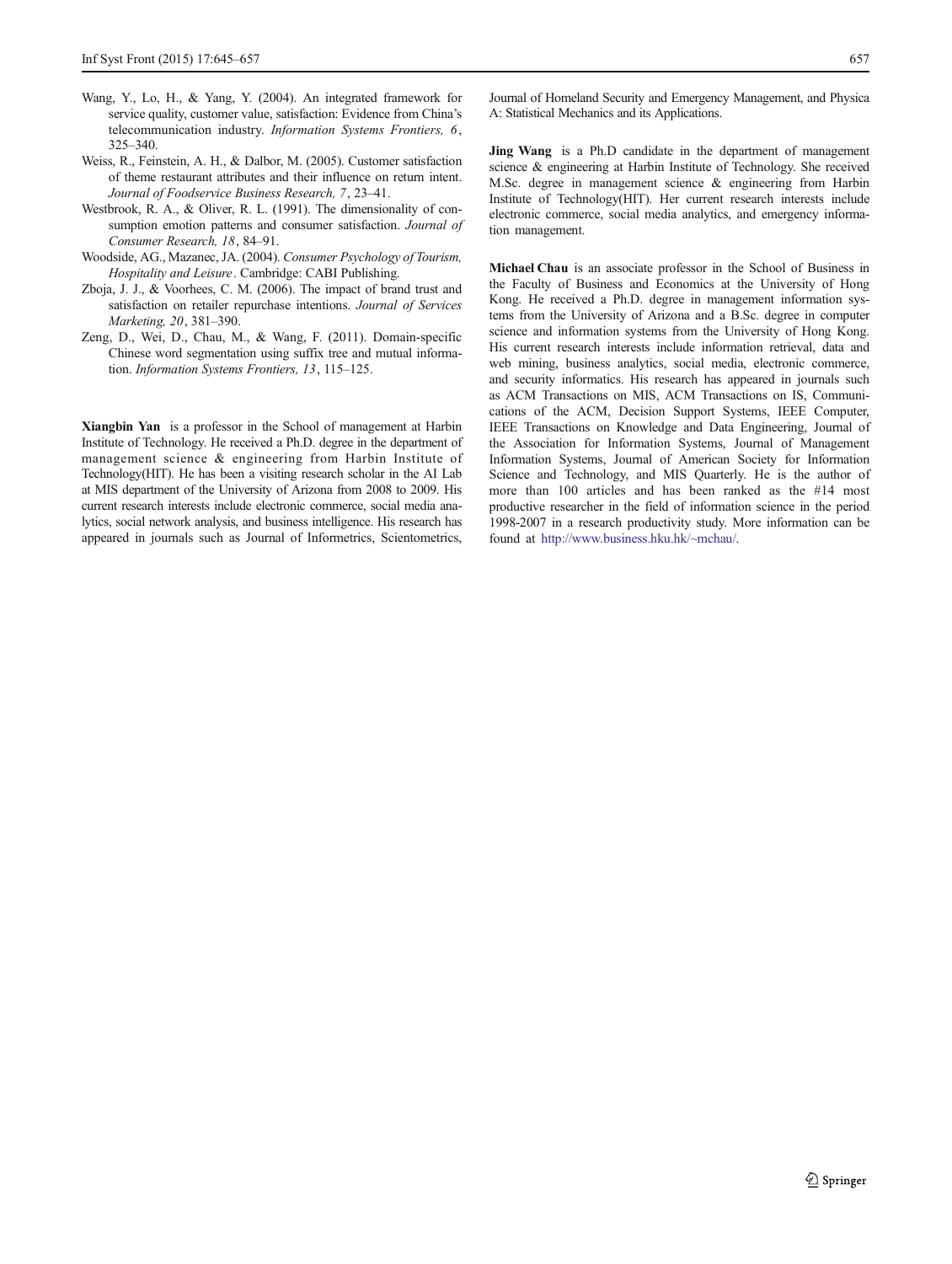- Wang, Y., Lo, H., & Yang, Y. (2004). An integrated framework for service quality, customer value, satisfaction: Evidence from China's telecommunication industry. *Information Systems Frontiers, 6*, 325–340.
- Weiss, R., Feinstein, A. H., & Dalbor, M. (2005). Customer satisfaction of theme restaurant attributes and their influence on return intent. *Journal of Foodservice Business Research, 7*, 23–41.
- Westbrook, R. A., & Oliver, R. L. (1991). The dimensionality of consumption emotion patterns and consumer satisfaction. *Journal of Consumer Research, 18*, 84–91.
- Woodside, AG., Mazanec, JA. (2004). *Consumer Psychology of Tourism, Hospitality and Leisure*. Cambridge: CABI Publishing.
- Zboja, J. J., & Voorhees, C. M. (2006). The impact of brand trust and satisfaction on retailer repurchase intentions. *Journal of Services Marketing, 20*, 381–390.
- Zeng, D., Wei, D., Chau, M., & Wang, F. (2011). Domain-specific Chinese word segmentation using suffix tree and mutual information. *Information Systems Frontiers, 13*, 115–125.

**Xiangbin Yan** is a professor in the School of management at Harbin Institute of Technology. He received a Ph.D. degree in the department of management science & engineering from Harbin Institute of Technology(HIT). He has been a visiting research scholar in the AI Lab at MIS department of the University of Arizona from 2008 to 2009. His current research interests include electronic commerce, social media analytics, social network analysis, and business intelligence. His research has appeared in journals such as Journal of Informetrics, Scientometrics, Journal of Homeland Security and Emergency Management, and Physica A: Statistical Mechanics and its Applications.

**Jing Wang** is a Ph.D candidate in the department of management science & engineering at Harbin Institute of Technology. She received M.Sc. degree in management science & engineering from Harbin Institute of Technology(HIT). Her current research interests include electronic commerce, social media analytics, and emergency information management.

**Michael Chau** is an associate professor in the School of Business in the Faculty of Business and Economics at the University of Hong Kong. He received a Ph.D. degree in management information systems from the University of Arizona and a B.Sc. degree in computer science and information systems from the University of Hong Kong. His current research interests include information retrieval, data and web mining, business analytics, social media, electronic commerce, and security informatics. His research has appeared in journals such as ACM Transactions on MIS, ACM Transactions on IS, Communications of the ACM, Decision Support Systems, IEEE Computer, IEEE Transactions on Knowledge and Data Engineering, Journal of the Association for Information Systems, Journal of Management Information Systems, Journal of American Society for Information Science and Technology, and MIS Quarterly. He is the author of more than 100 articles and has been ranked as the #14 most productive researcher in the field of information science in the period 1998-2007 in a research productivity study. More information can be found at http://www.business.hku.hk/~mchau/.